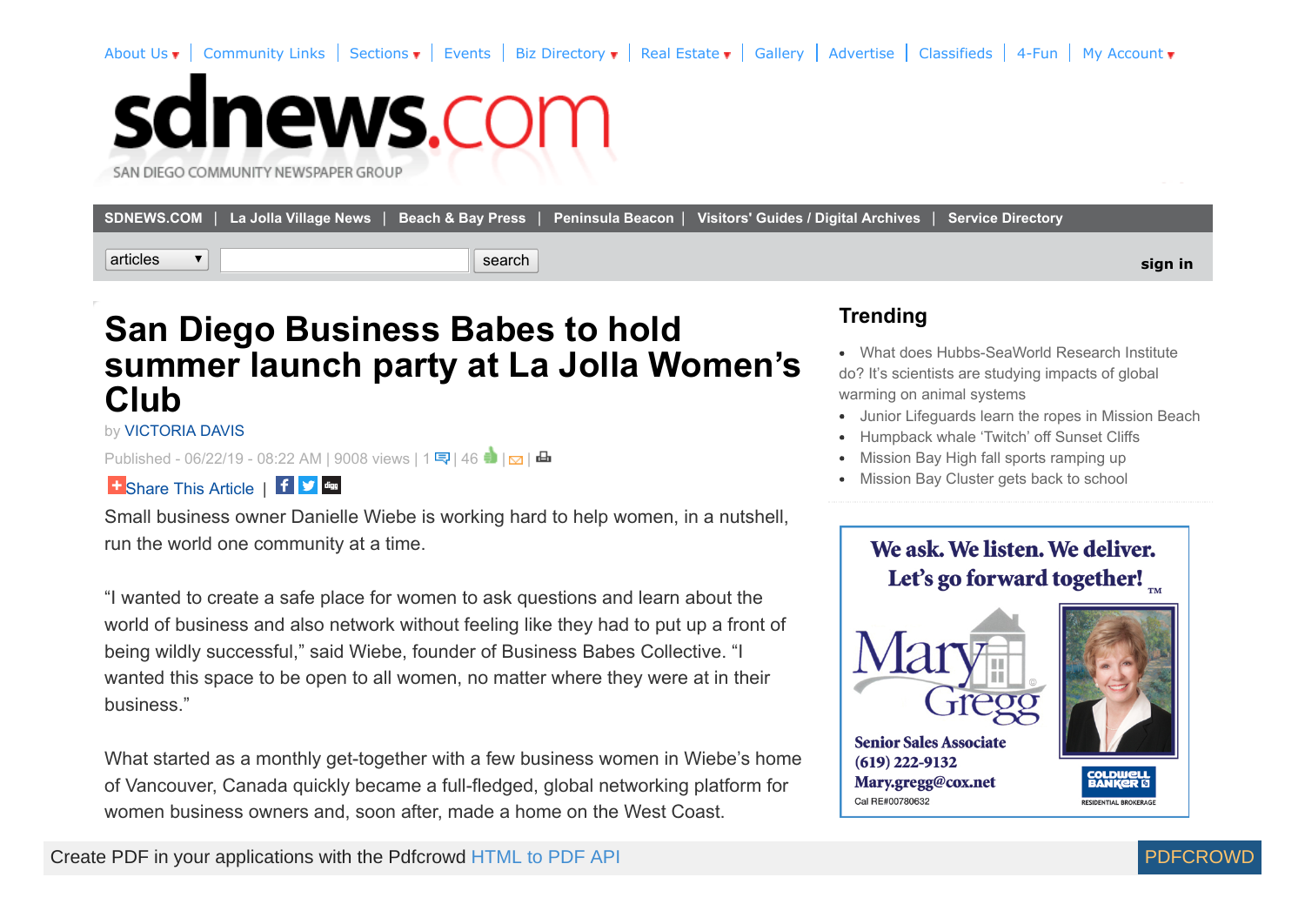# San Diego Business Babes to hold summer launch party at La Jolla Women's Club

by VICTORIA DAVIS

Published - 06/22/19 - 08:22 AM | 9008 views | 1 | 46 | |

Small business owner Danielle Wiebe is working hard to help women, in a nutshell, run the world one community at a time.

"I wanted to create a safe place for women to ask questions and learn about the world of business and also network without feeling like they had to put up a front of being wildly successful," said Wiebe, founder of Business Babes Collective. "I wanted this space to be open to all women, no matter where they were at in their business."

What started as a monthly get-together with a few business women in Wiebe's home of Vancouver, Canada quickly became a full-fledged, global networking platform for women business owners and, soon after, made a home on the West Coast.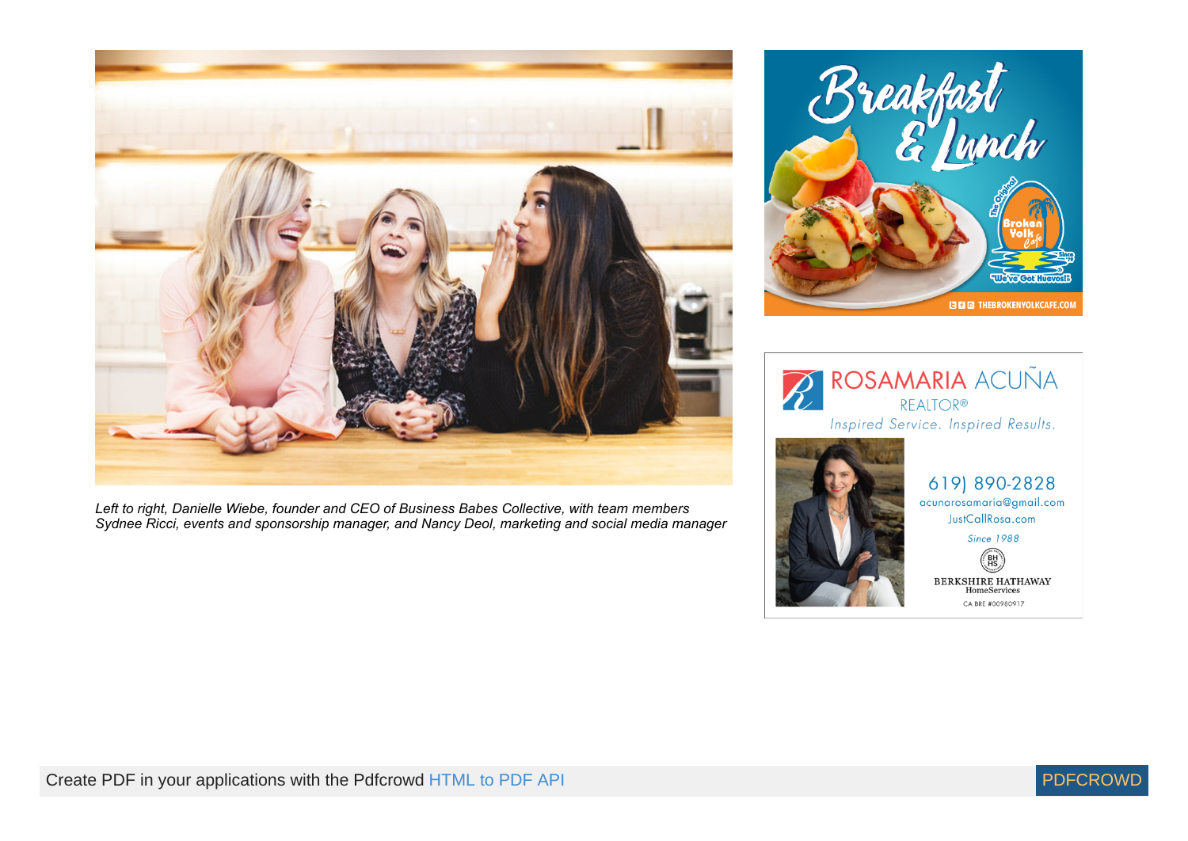*Left to right, Danielle Wiebe, founder and CEO of Business Babes Collective, with team members Sydnee Ricci, events and sponsorship manager, and Nancy Deol, marketing and social media manager*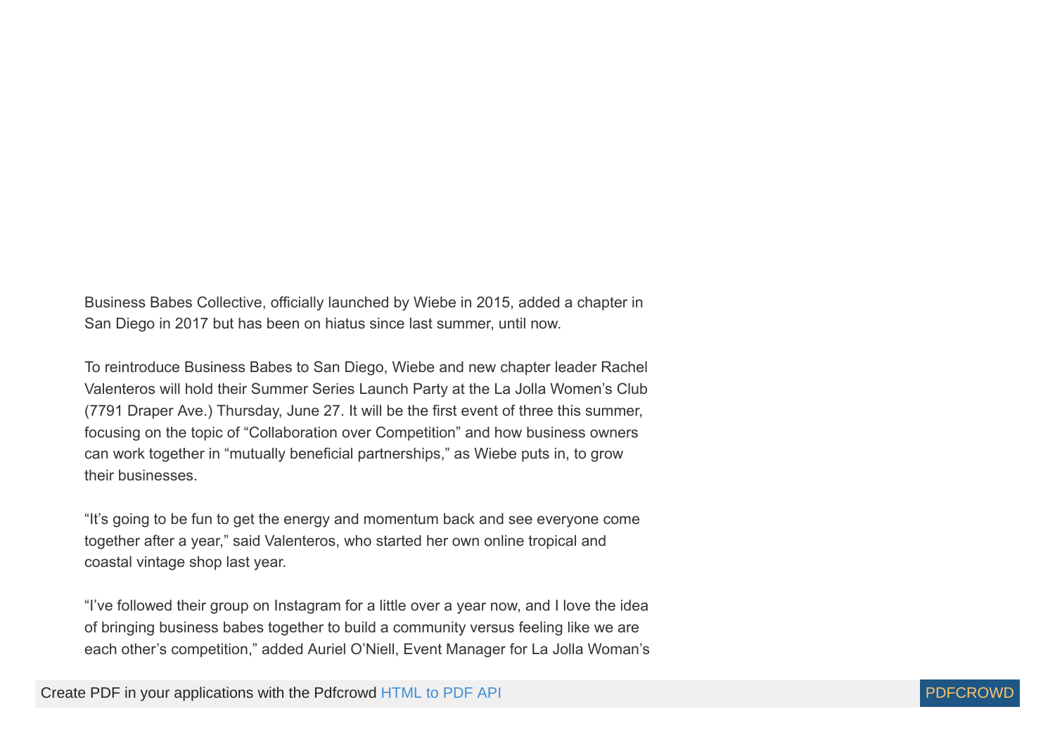Business Babes Collective, officially launched by Wiebe in 2015, added a chapter in San Diego in 2017 but has been on hiatus since last summer, until now.

To reintroduce Business Babes to San Diego, Wiebe and new chapter leader Rachel Valenteros will hold their Summer Series Launch Party at the La Jolla Women's Club (7791 Draper Ave.) Thursday, June 27. It will be the first event of three this summer, focusing on the topic of "Collaboration over Competition" and how business owners can work together in "mutually beneficial partnerships," as Wiebe puts in, to grow their businesses.

"It's going to be fun to get the energy and momentum back and see everyone come together after a year," said Valenteros, who started her own online tropical and coastal vintage shop last year.

"I've followed their group on Instagram for a little over a year now, and I love the idea of bringing business babes together to build a community versus feeling like we are each other's competition," added Auriel O'Niell, Event Manager for La Jolla Woman's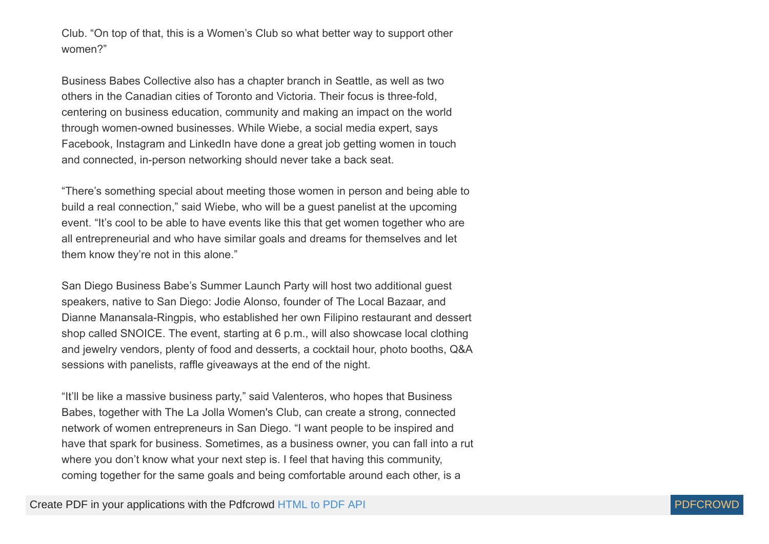Club. “On top of that, this is a Women’s Club so what better way to support other women?”

Business Babes Collective also has a chapter branch in Seattle, as well as two others in the Canadian cities of Toronto and Victoria. Their focus is three-fold, centering on business education, community and making an impact on the world through women-owned businesses. While Wiebe, a social media expert, says Facebook, Instagram and LinkedIn have done a great job getting women in touch and connected, in-person networking should never take a back seat.

“There’s something special about meeting those women in person and being able to build a real connection,” said Wiebe, who will be a guest panelist at the upcoming event. “It’s cool to be able to have events like this that get women together who are all entrepreneurial and who have similar goals and dreams for themselves and let them know they’re not in this alone.”

San Diego Business Babe’s Summer Launch Party will host two additional guest speakers, native to San Diego: Jodie Alonso, founder of The Local Bazaar, and Dianne Manansala-Ringpis, who established her own Filipino restaurant and dessert shop called SNOICE. The event, starting at 6 p.m., will also showcase local clothing and jewelry vendors, plenty of food and desserts, a cocktail hour, photo booths, Q&A sessions with panelists, raffle giveaways at the end of the night.

“It’ll be like a massive business party,” said Valenteros, who hopes that Business Babes, together with The La Jolla Women's Club, can create a strong, connected network of women entrepreneurs in San Diego. “I want people to be inspired and have that spark for business. Sometimes, as a business owner, you can fall into a rut where you don’t know what your next step is. I feel that having this community, coming together for the same goals and being comfortable around each other, is a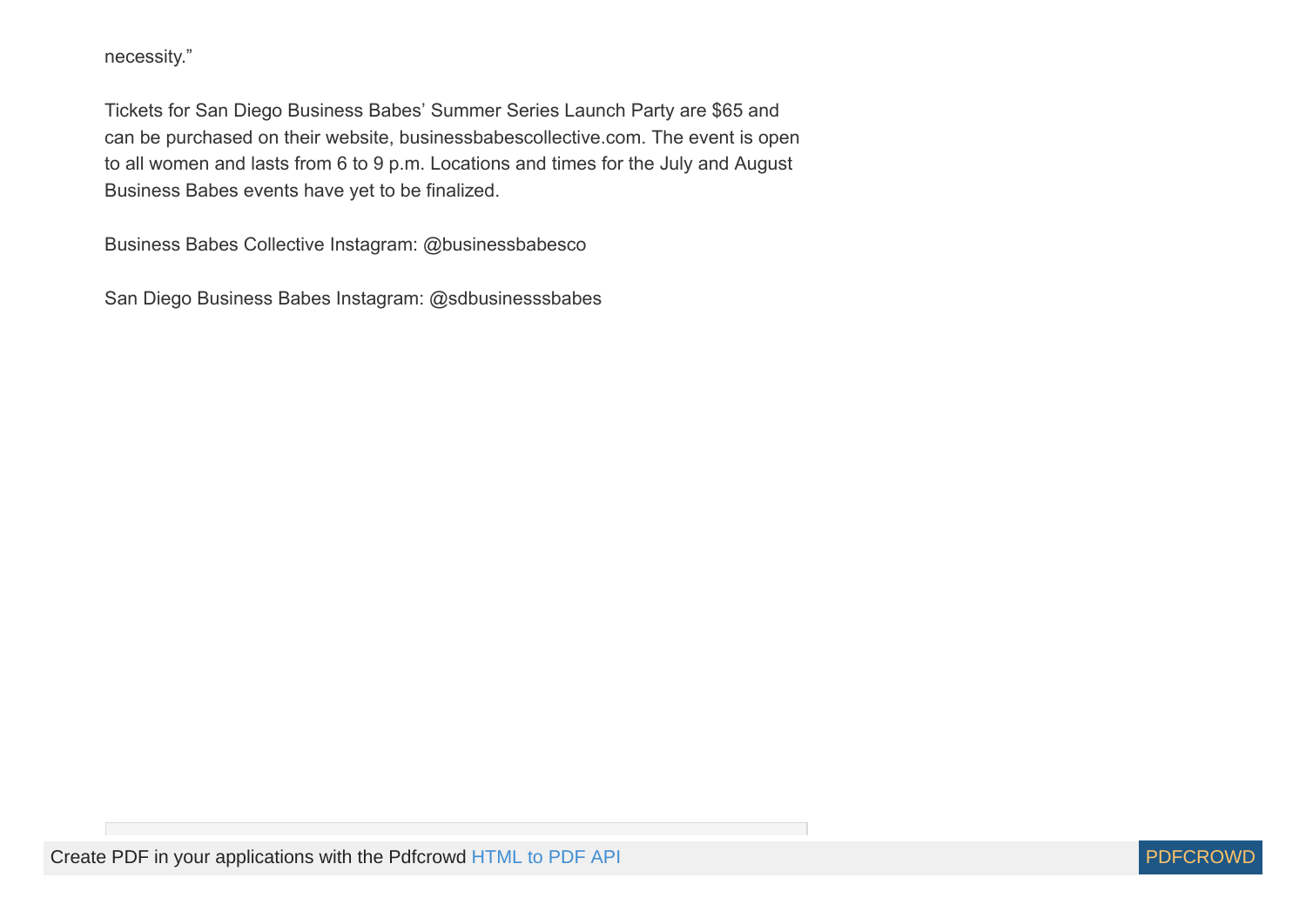necessity."

Tickets for San Diego Business Babes' Summer Series Launch Party are $65 and can be purchased on their website, businessbabescollective.com. The event is open to all women and lasts from 6 to 9 p.m. Locations and times for the July and August Business Babes events have yet to be finalized.

Business Babes Collective Instagram: @businessbabesco

San Diego Business Babes Instagram: @sdbusinesssbabes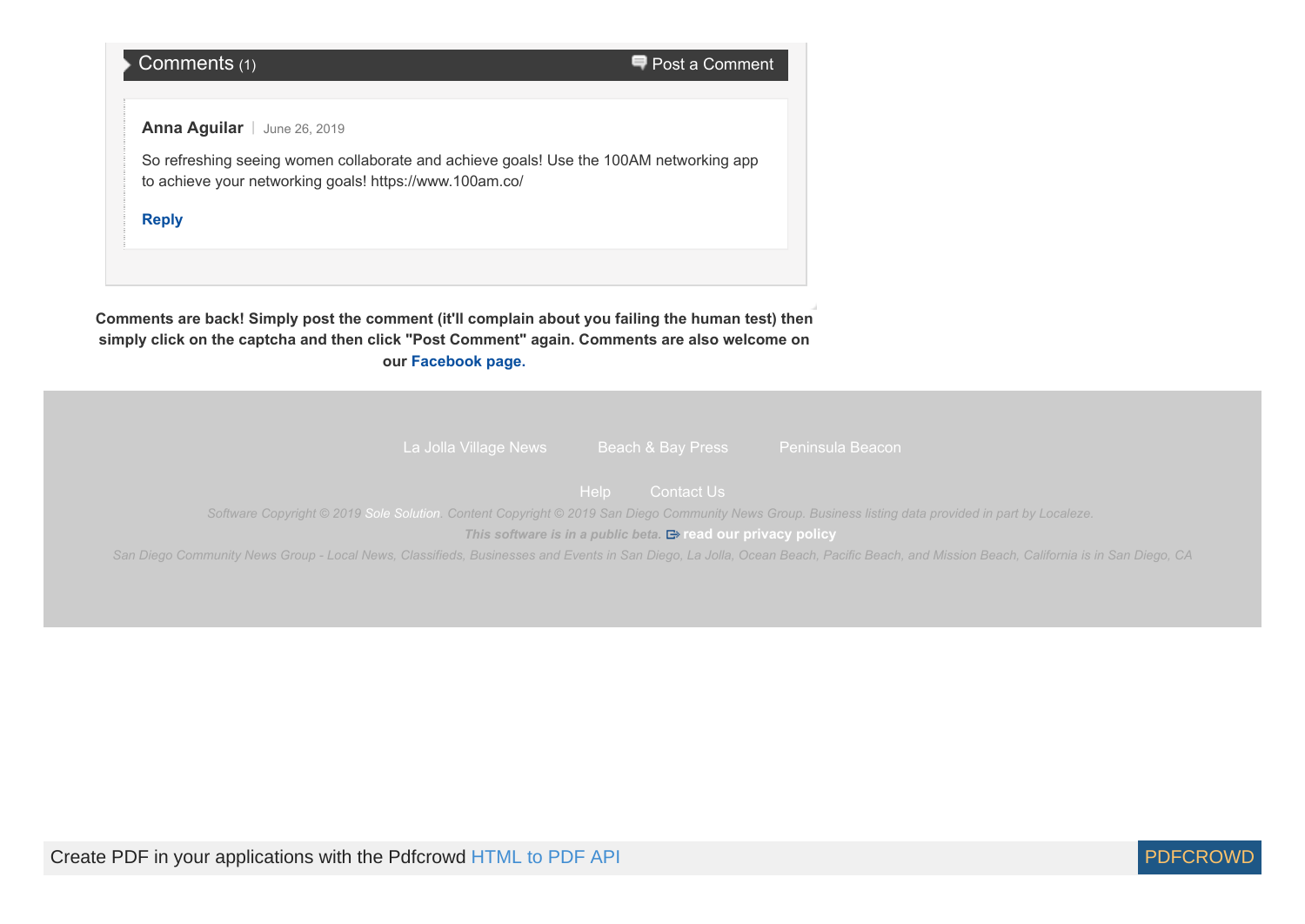## Comments (1)

Post a Comment

**Anna Aguilar** | June 26, 2019

So refreshing seeing women collaborate and achieve goals! Use the 100AM networking app to achieve your networking goals! https://www.100am.co/

Reply

**Comments are back! Simply post the comment (it'll complain about you failing the human test) then simply click on the captcha and then click "Post Comment" again. Comments are also welcome on our Facebook page.**

La Jolla Village News Beach & Bay Press Peninsula Beacon

Help Contact Us

*Software Copyright © 2019 Sole Solution. Content Copyright © 2019 San Diego Community News Group. Business listing data provided in part by Localeze.*

***This software is in a public beta.*** **read our privacy policy**

*San Diego Community News Group - Local News, Classifieds, Businesses and Events in San Diego, La Jolla, Ocean Beach, Pacific Beach, and Mission Beach, California is in San Diego, CA*